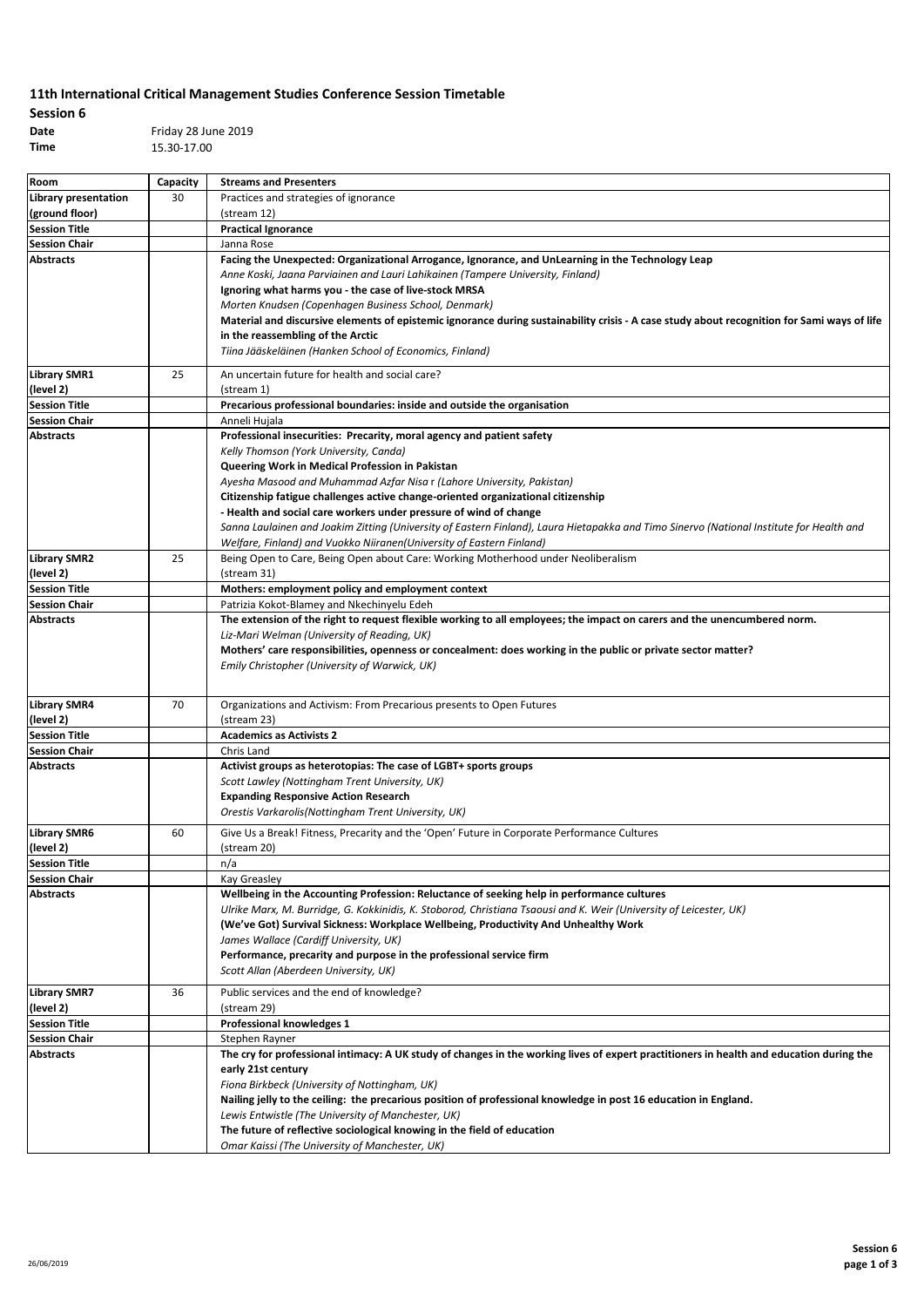## 11th International Critical Management Studies Conference Session Timetable

**Session 6**

**Date** Friday 28 June 2019

**Time** 15.30-17.00

| Room | Capacity | Streams and Presenters |
|---|---|---|
| **Library presentation (ground floor)** | 30 | Practices and strategies of ignorance (stream 12) |
| **Session Title** | | **Practical Ignorance** |
| **Session Chair** | | Janna Rose |
| **Abstracts** | | **Facing the Unexpected: Organizational Arrogance, Ignorance, and UnLearning in the Technology Leap** *Anne Koski, Jaana Parviainen and Lauri Lahikainen (Tampere University, Finland)* **Ignoring what harms you - the case of live-stock MRSA** *Morten Knudsen (Copenhagen Business School, Denmark)* **Material and discursive elements of epistemic ignorance during sustainability crisis - A case study about recognition for Sami ways of life in the reassembling of the Arctic** *Tiina Jääskeläinen (Hanken School of Economics, Finland)* |
| **Library SMR1 (level 2)** | 25 | An uncertain future for health and social care? (stream 1) |
| **Session Title** | | **Precarious professional boundaries: inside and outside the organisation** |
| **Session Chair** | | Anneli Hujala |
| **Abstracts** | | **Professional insecurities: Precarity, moral agency and patient safety** *Kelly Thomson (York University, Canda)* **Queering Work in Medical Profession in Pakistan** *Ayesha Masood and Muhammad Azfar Nisa r (Lahore University, Pakistan)* **Citizenship fatigue challenges active change-oriented organizational citizenship - Health and social care workers under pressure of wind of change** *Sanna Laulainen and Joakim Zitting (University of Eastern Finland), Laura Hietapakka and Timo Sinervo (National Institute for Health and Welfare, Finland) and Vuokko Niiranen(University of Eastern Finland)* |
| **Library SMR2 (level 2)** | 25 | Being Open to Care, Being Open about Care: Working Motherhood under Neoliberalism (stream 31) |
| **Session Title** | | **Mothers: employment policy and employment context** |
| **Session Chair** | | Patrizia Kokot-Blamey and Nkechinyelu Edeh |
| **Abstracts** | | **The extension of the right to request flexible working to all employees; the impact on carers and the unencumbered norm.** *Liz-Mari Welman (University of Reading, UK)* **Mothers' care responsibilities, openness or concealment: does working in the public or private sector matter?** *Emily Christopher (University of Warwick, UK)* |
| **Library SMR4 (level 2)** | 70 | Organizations and Activism: From Precarious presents to Open Futures (stream 23) |
| **Session Title** | | **Academics as Activists 2** |
| **Session Chair** | | Chris Land |
| **Abstracts** | | **Activist groups as heterotopias: The case of LGBT+ sports groups** *Scott Lawley (Nottingham Trent University, UK)* **Expanding Responsive Action Research** *Orestis Varkarolis(Nottingham Trent University, UK)* |
| **Library SMR6 (level 2)** | 60 | Give Us a Break! Fitness, Precarity and the 'Open' Future in Corporate Performance Cultures (stream 20) |
| **Session Title** | | n/a |
| **Session Chair** | | Kay Greasley |
| **Abstracts** | | **Wellbeing in the Accounting Profession: Reluctance of seeking help in performance cultures** *Ulrike Marx, M. Burridge, G. Kokkinidis, K. Stoborod, Christiana Tsaousi and K. Weir (University of Leicester, UK)* **(We've Got) Survival Sickness: Workplace Wellbeing, Productivity And Unhealthy Work** *James Wallace (Cardiff University, UK)* **Performance, precarity and purpose in the professional service firm** *Scott Allan (Aberdeen University, UK)* |
| **Library SMR7 (level 2)** | 36 | Public services and the end of knowledge? (stream 29) |
| **Session Title** | | **Professional knowledges 1** |
| **Session Chair** | | Stephen Rayner |
| **Abstracts** | | **The cry for professional intimacy: A UK study of changes in the working lives of expert practitioners in health and education during the early 21st century** *Fiona Birkbeck (University of Nottingham, UK)* **Nailing jelly to the ceiling: the precarious position of professional knowledge in post 16 education in England.** *Lewis Entwistle (The University of Manchester, UK)* **The future of reflective sociological knowing in the field of education** *Omar Kaissi (The University of Manchester, UK)* |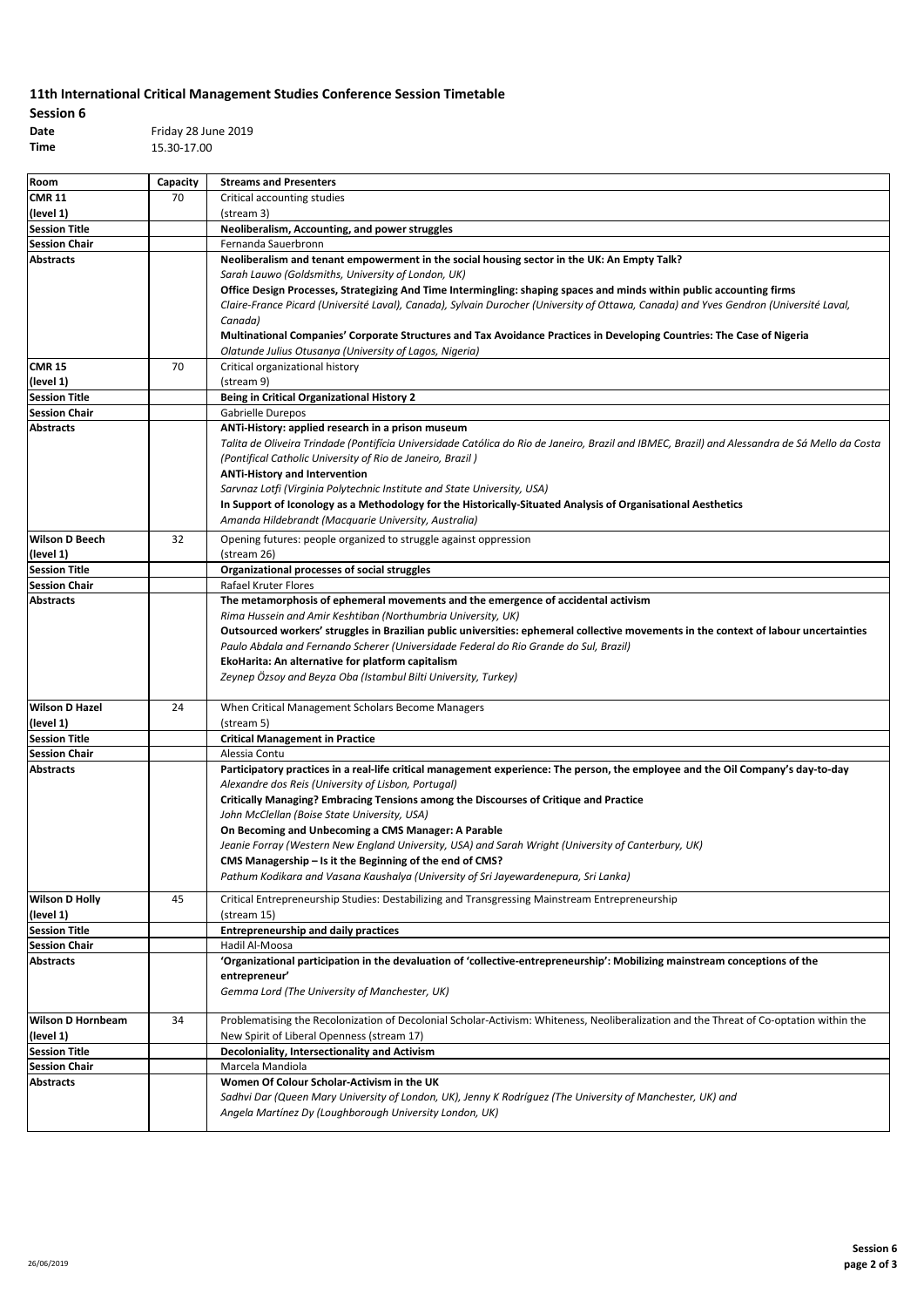# 11th International Critical Management Studies Conference Session Timetable

**Session 6**

**Date** Friday 28 June 2019

**Time** 15.30-17.00

| Room | Capacity | Streams and Presenters |
|---|---|---|
| **CMR 11 (level 1)** | 70 | Critical accounting studies (stream 3) |
| **Session Title** | | **Neoliberalism, Accounting, and power struggles** |
| **Session Chair** | | Fernanda Sauerbronn |
| **Abstracts** | | **Neoliberalism and tenant empowerment in the social housing sector in the UK: An Empty Talk?** *Sarah Lauwo (Goldsmiths, University of London, UK)* **Office Design Processes, Strategizing And Time Intermingling: shaping spaces and minds within public accounting firms** *Claire-France Picard (Université Laval), Canada), Sylvain Durocher (University of Ottawa, Canada) and Yves Gendron (Université Laval, Canada)* **Multinational Companies' Corporate Structures and Tax Avoidance Practices in Developing Countries: The Case of Nigeria** *Olatunde Julius Otusanya (University of Lagos, Nigeria)* |
| **CMR 15 (level 1)** | 70 | Critical organizational history (stream 9) |
| **Session Title** | | **Being in Critical Organizational History 2** |
| **Session Chair** | | Gabrielle Durepos |
| **Abstracts** | | **ANTi-History: applied research in a prison museum** *Talita de Oliveira Trindade (Pontifícia Universidade Católica do Rio de Janeiro, Brazil and IBMEC, Brazil) and Alessandra de Sá Mello da Costa (Pontifical Catholic University of Rio de Janeiro, Brazil )* **ANTi-History and Intervention** *Sarvnaz Lotfi (Virginia Polytechnic Institute and State University, USA)* **In Support of Iconology as a Methodology for the Historically-Situated Analysis of Organisational Aesthetics** *Amanda Hildebrandt (Macquarie University, Australia)* |
| **Wilson D Beech (level 1)** | 32 | Opening futures: people organized to struggle against oppression (stream 26) |
| **Session Title** | | **Organizational processes of social struggles** |
| **Session Chair** | | Rafael Kruter Flores |
| **Abstracts** | | **The metamorphosis of ephemeral movements and the emergence of accidental activism** *Rima Hussein and Amir Keshtiban (Northumbria University, UK)* **Outsourced workers' struggles in Brazilian public universities: ephemeral collective movements in the context of labour uncertainties** *Paulo Abdala and Fernando Scherer (Universidade Federal do Rio Grande do Sul, Brazil)* **EkoHarita: An alternative for platform capitalism** *Zeynep Özsoy and Beyza Oba (Istambul Bilti University, Turkey)* |
| **Wilson D Hazel (level 1)** | 24 | When Critical Management Scholars Become Managers (stream 5) |
| **Session Title** | | **Critical Management in Practice** |
| **Session Chair** | | Alessia Contu |
| **Abstracts** | | **Participatory practices in a real-life critical management experience: The person, the employee and the Oil Company's day-to-day** *Alexandre dos Reis (University of Lisbon, Portugal)* **Critically Managing? Embracing Tensions among the Discourses of Critique and Practice** *John McClellan (Boise State University, USA)* **On Becoming and Unbecoming a CMS Manager: A Parable** *Jeanie Forray (Western New England University, USA) and Sarah Wright (University of Canterbury, UK)* **CMS Managership – Is it the Beginning of the end of CMS?** *Pathum Kodikara and Vasana Kaushalya (University of Sri Jayewardenepura, Sri Lanka)* |
| **Wilson D Holly (level 1)** | 45 | Critical Entrepreneurship Studies: Destabilizing and Transgressing Mainstream Entrepreneurship (stream 15) |
| **Session Title** | | **Entrepreneurship and daily practices** |
| **Session Chair** | | Hadil Al-Moosa |
| **Abstracts** | | **'Organizational participation in the devaluation of 'collective-entrepreneurship': Mobilizing mainstream conceptions of the entrepreneur'** *Gemma Lord (The University of Manchester, UK)* |
| **Wilson D Hornbeam (level 1)** | 34 | Problematising the Recolonization of Decolonial Scholar-Activism: Whiteness, Neoliberalization and the Threat of Co-optation within the New Spirit of Liberal Openness (stream 17) |
| **Session Title** | | **Decoloniality, Intersectionality and Activism** |
| **Session Chair** | | Marcela Mandiola |
| **Abstracts** | | **Women Of Colour Scholar-Activism in the UK** *Sadhvi Dar (Queen Mary University of London, UK), Jenny K Rodriguez (The University of Manchester, UK) and Angela Martinez Dy (Loughborough University London, UK)* |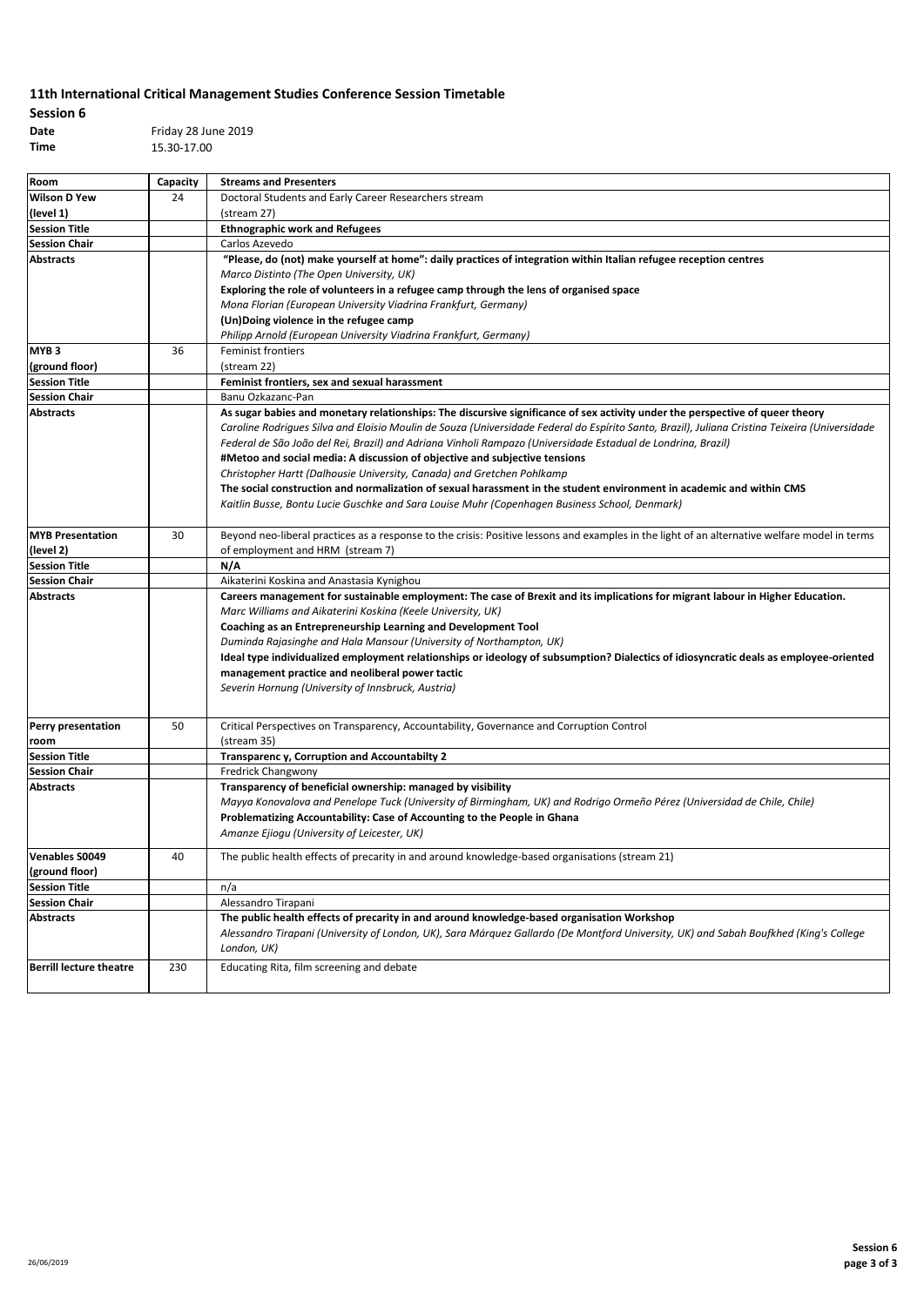# 11th International Critical Management Studies Conference Session Timetable

## Session 6

**Date** Friday 28 June 2019

**Time** 15.30-17.00

| Room | Capacity | Streams and Presenters |
|---|---|---|
| **Wilson D Yew (level 1)** | 24 | Doctoral Students and Early Career Researchers stream (stream 27) |
| **Session Title** | | **Ethnographic work and Refugees** |
| **Session Chair** | | Carlos Azevedo |
| **Abstracts** | | **"Please, do (not) make yourself at home": daily practices of integration within Italian refugee reception centres** *Marco Distinto (The Open University, UK)* **Exploring the role of volunteers in a refugee camp through the lens of organised space** *Mona Florian (European University Viadrina Frankfurt, Germany)* **(Un)Doing violence in the refugee camp** *Philipp Arnold (European University Viadrina Frankfurt, Germany)* |
| **MYB 3 (ground floor)** | 36 | Feminist frontiers (stream 22) |
| **Session Title** | | **Feminist frontiers, sex and sexual harassment** |
| **Session Chair** | | Banu Ozkazanc-Pan |
| **Abstracts** | | **As sugar babies and monetary relationships: The discursive significance of sex activity under the perspective of queer theory** *Caroline Rodrigues Silva and Eloisio Moulin de Souza (Universidade Federal do Espírito Santo, Brazil), Juliana Cristina Teixeira (Universidade Federal de São João del Rei, Brazil) and Adriana Vinholi Rampazo (Universidade Estadual de Londrina, Brazil)* **#Metoo and social media: A discussion of objective and subjective tensions** *Christopher Hartt (Dalhousie University, Canada) and Gretchen Pohlkamp* **The social construction and normalization of sexual harassment in the student environment in academic and within CMS** *Kaitlin Busse, Bontu Lucie Guschke and Sara Louise Muhr (Copenhagen Business School, Denmark)* |
| **MYB Presentation (level 2)** | 30 | Beyond neo-liberal practices as a response to the crisis: Positive lessons and examples in the light of an alternative welfare model in terms of employment and HRM (stream 7) |
| **Session Title** | | **N/A** |
| **Session Chair** | | Aikaterini Koskina and Anastasia Kynighou |
| **Abstracts** | | **Careers management for sustainable employment: The case of Brexit and its implications for migrant labour in Higher Education.** *Marc Williams and Aikaterini Koskina (Keele University, UK)* **Coaching as an Entrepreneurship Learning and Development Tool** *Duminda Rajasinghe and Hala Mansour (University of Northampton, UK)* **Ideal type individualized employment relationships or ideology of subsumption? Dialectics of idiosyncratic deals as employee-oriented management practice and neoliberal power tactic** *Severin Hornung (University of Innsbruck, Austria)* |
| **Perry presentation room** | 50 | Critical Perspectives on Transparency, Accountability, Governance and Corruption Control (stream 35) |
| **Session Title** | | **Transparenc y, Corruption and Accountabilty 2** |
| **Session Chair** | | Fredrick Changwony |
| **Abstracts** | | **Transparency of beneficial ownership: managed by visibility** *Mayya Konovalova and Penelope Tuck (University of Birmingham, UK) and Rodrigo Ormeño Pérez (Universidad de Chile, Chile)* **Problematizing Accountability: Case of Accounting to the People in Ghana** *Amanze Ejiogu (University of Leicester, UK)* |
| **Venables S0049 (ground floor)** | 40 | The public health effects of precarity in and around knowledge-based organisations (stream 21) |
| **Session Title** | | n/a |
| **Session Chair** | | Alessandro Tirapani |
| **Abstracts** | | **The public health effects of precarity in and around knowledge-based organisation Workshop** *Alessandro Tirapani (University of London, UK), Sara Márquez Gallardo (De Montford University, UK) and Sabah Boufkhed (King's College London, UK)* |
| **Berrill lecture theatre** | 230 | Educating Rita, film screening and debate |

26/06/2019